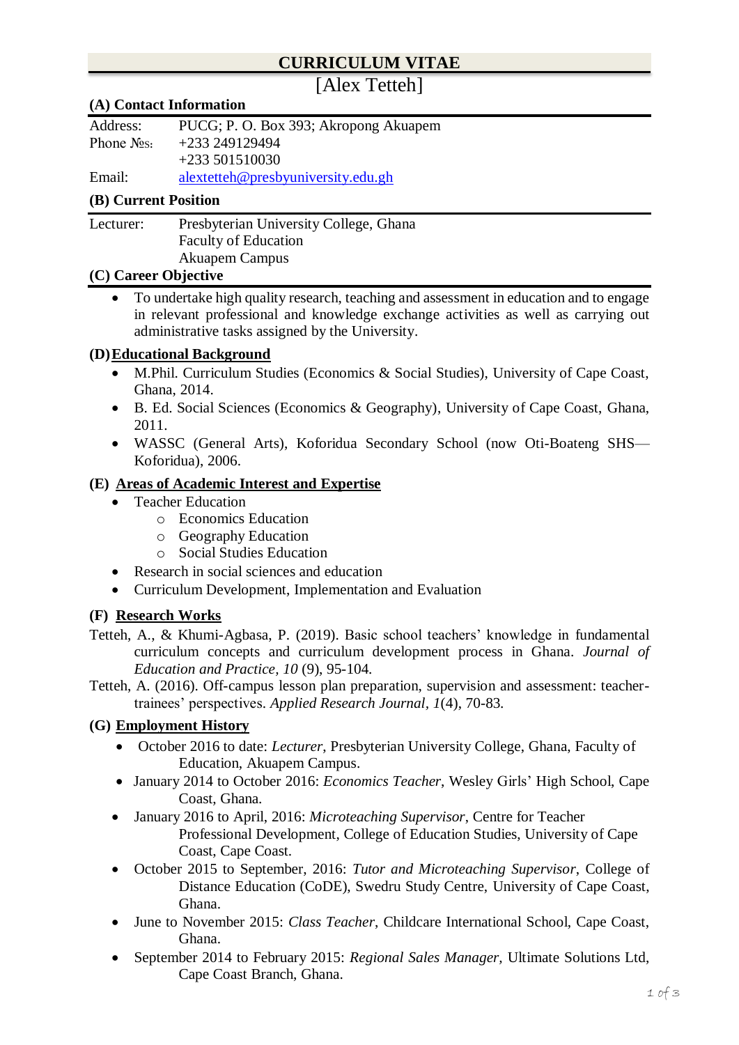# CURRICULUM VITAE

[Alex Tetteh]

## (A) Contact Information

| | |
|---|---|
| Address: | PUCG; P. O. Box 393; Akropong Akuapem |
| Phone №s: | +233 249129494 |
| | +233 501510030 |
| Email: | alextetteh@presbyuniversity.edu.gh |

## (B) Current Position

| | |
|---|---|
| Lecturer: | Presbyterian University College, Ghana<br>Faculty of Education<br>Akuapem Campus |

## (C) Career Objective

- To undertake high quality research, teaching and assessment in education and to engage in relevant professional and knowledge exchange activities as well as carrying out administrative tasks assigned by the University.

## (D) Educational Background

- M.Phil. Curriculum Studies (Economics & Social Studies), University of Cape Coast, Ghana, 2014.
- B. Ed. Social Sciences (Economics & Geography), University of Cape Coast, Ghana, 2011.
- WASSC (General Arts), Koforidua Secondary School (now Oti-Boateng SHS—Koforidua), 2006.

## (E) Areas of Academic Interest and Expertise

- Teacher Education
  - Economics Education
  - Geography Education
  - Social Studies Education
- Research in social sciences and education
- Curriculum Development, Implementation and Evaluation

## (F) Research Works

Tetteh, A., & Khumi-Agbasa, P. (2019). Basic school teachers' knowledge in fundamental curriculum concepts and curriculum development process in Ghana. *Journal of Education and Practice, 10* (9), 95-104.

Tetteh, A. (2016). Off-campus lesson plan preparation, supervision and assessment: teacher-trainees' perspectives. *Applied Research Journal, 1*(4), 70-83.

## (G) Employment History

- October 2016 to date: *Lecturer*, Presbyterian University College, Ghana, Faculty of Education, Akuapem Campus.
- January 2014 to October 2016: *Economics Teacher*, Wesley Girls' High School, Cape Coast, Ghana.
- January 2016 to April, 2016: *Microteaching Supervisor*, Centre for Teacher Professional Development, College of Education Studies, University of Cape Coast, Cape Coast.
- October 2015 to September, 2016: *Tutor and Microteaching Supervisor*, College of Distance Education (CoDE), Swedru Study Centre, University of Cape Coast, Ghana.
- June to November 2015: *Class Teacher*, Childcare International School, Cape Coast, Ghana.
- September 2014 to February 2015: *Regional Sales Manager*, Ultimate Solutions Ltd, Cape Coast Branch, Ghana.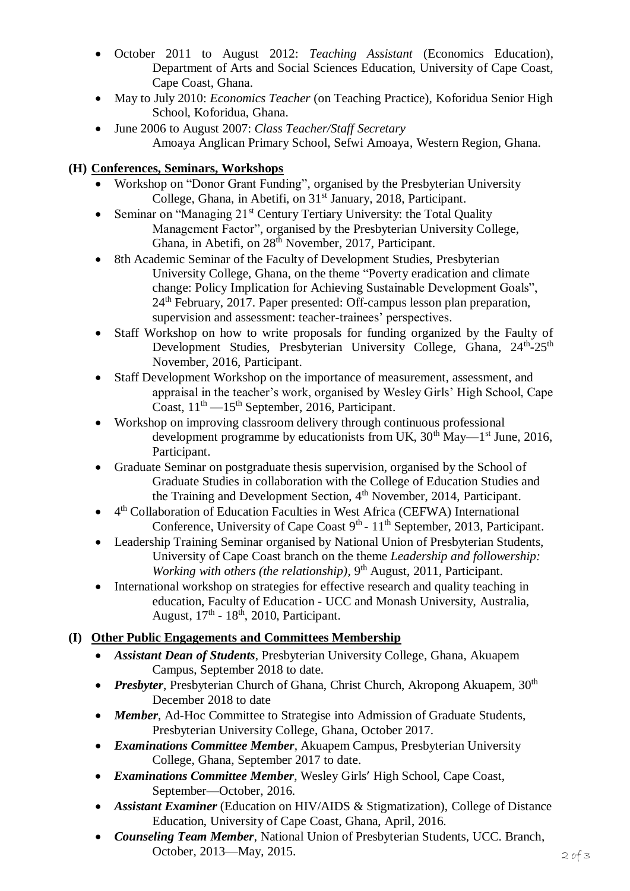- October 2011 to August 2012: *Teaching Assistant* (Economics Education), Department of Arts and Social Sciences Education, University of Cape Coast, Cape Coast, Ghana.
- May to July 2010: *Economics Teacher* (on Teaching Practice), Koforidua Senior High School, Koforidua, Ghana.
- June 2006 to August 2007: *Class Teacher/Staff Secretary* Amoaya Anglican Primary School, Sefwi Amoaya, Western Region, Ghana.

## (H) Conferences, Seminars, Workshops

- Workshop on "Donor Grant Funding", organised by the Presbyterian University College, Ghana, in Abetifi, on 31st January, 2018, Participant.
- Seminar on "Managing 21st Century Tertiary University: the Total Quality Management Factor", organised by the Presbyterian University College, Ghana, in Abetifi, on 28th November, 2017, Participant.
- 8th Academic Seminar of the Faculty of Development Studies, Presbyterian University College, Ghana, on the theme "Poverty eradication and climate change: Policy Implication for Achieving Sustainable Development Goals", 24th February, 2017. Paper presented: Off-campus lesson plan preparation, supervision and assessment: teacher-trainees' perspectives.
- Staff Workshop on how to write proposals for funding organized by the Faulty of Development Studies, Presbyterian University College, Ghana, 24th-25th November, 2016, Participant.
- Staff Development Workshop on the importance of measurement, assessment, and appraisal in the teacher's work, organised by Wesley Girls' High School, Cape Coast, 11th —15th September, 2016, Participant.
- Workshop on improving classroom delivery through continuous professional development programme by educationists from UK, 30th May—1st June, 2016, Participant.
- Graduate Seminar on postgraduate thesis supervision, organised by the School of Graduate Studies in collaboration with the College of Education Studies and the Training and Development Section, 4th November, 2014, Participant.
- 4th Collaboration of Education Faculties in West Africa (CEFWA) International Conference, University of Cape Coast 9th - 11th September, 2013, Participant.
- Leadership Training Seminar organised by National Union of Presbyterian Students, University of Cape Coast branch on the theme *Leadership and followership: Working with others (the relationship)*, 9th August, 2011, Participant.
- International workshop on strategies for effective research and quality teaching in education, Faculty of Education - UCC and Monash University, Australia, August, 17th - 18th, 2010, Participant.

## (I) Other Public Engagements and Committees Membership

- ***Assistant Dean of Students***, Presbyterian University College, Ghana, Akuapem Campus, September 2018 to date.
- ***Presbyter***, Presbyterian Church of Ghana, Christ Church, Akropong Akuapem, 30th December 2018 to date
- ***Member***, Ad-Hoc Committee to Strategise into Admission of Graduate Students, Presbyterian University College, Ghana, October 2017.
- ***Examinations Committee Member***, Akuapem Campus, Presbyterian University College, Ghana, September 2017 to date.
- ***Examinations Committee Member***, Wesley Girls' High School, Cape Coast, September—October, 2016.
- ***Assistant Examiner*** (Education on HIV/AIDS & Stigmatization), College of Distance Education, University of Cape Coast, Ghana, April, 2016.
- ***Counseling Team Member***, National Union of Presbyterian Students, UCC. Branch, October, 2013—May, 2015.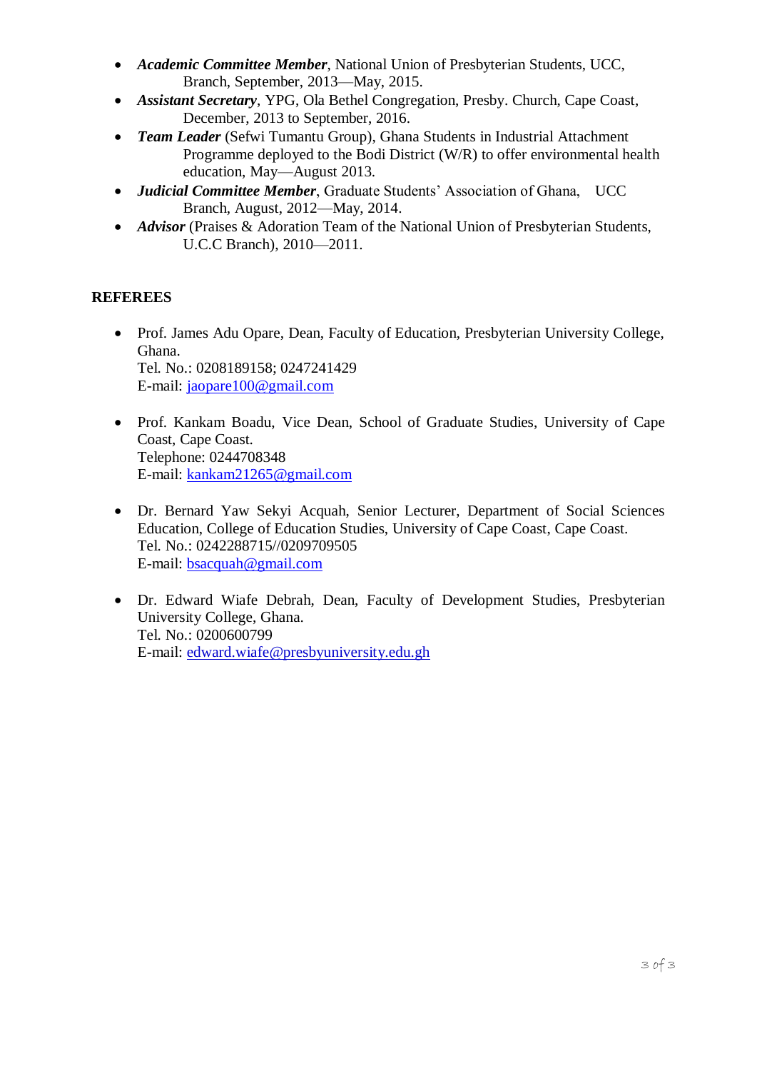- ***Academic Committee Member***, National Union of Presbyterian Students, UCC, Branch, September, 2013—May, 2015.
- ***Assistant Secretary***, YPG, Ola Bethel Congregation, Presby. Church, Cape Coast, December, 2013 to September, 2016.
- ***Team Leader*** (Sefwi Tumantu Group), Ghana Students in Industrial Attachment Programme deployed to the Bodi District (W/R) to offer environmental health education, May—August 2013.
- ***Judicial Committee Member***, Graduate Students' Association of Ghana, UCC Branch, August, 2012—May, 2014.
- ***Advisor*** (Praises & Adoration Team of the National Union of Presbyterian Students, U.C.C Branch), 2010—2011.

**REFEREES**

- Prof. James Adu Opare, Dean, Faculty of Education, Presbyterian University College, Ghana.
  Tel. No.: 0208189158; 0247241429
  E-mail: jaopare100@gmail.com

- Prof. Kankam Boadu, Vice Dean, School of Graduate Studies, University of Cape Coast, Cape Coast.
  Telephone: 0244708348
  E-mail: kankam21265@gmail.com

- Dr. Bernard Yaw Sekyi Acquah, Senior Lecturer, Department of Social Sciences Education, College of Education Studies, University of Cape Coast, Cape Coast.
  Tel. No.: 0242288715//0209709505
  E-mail: bsacquah@gmail.com

- Dr. Edward Wiafe Debrah, Dean, Faculty of Development Studies, Presbyterian University College, Ghana.
  Tel. No.: 0200600799
  E-mail: edward.wiafe@presbyuniversity.edu.gh